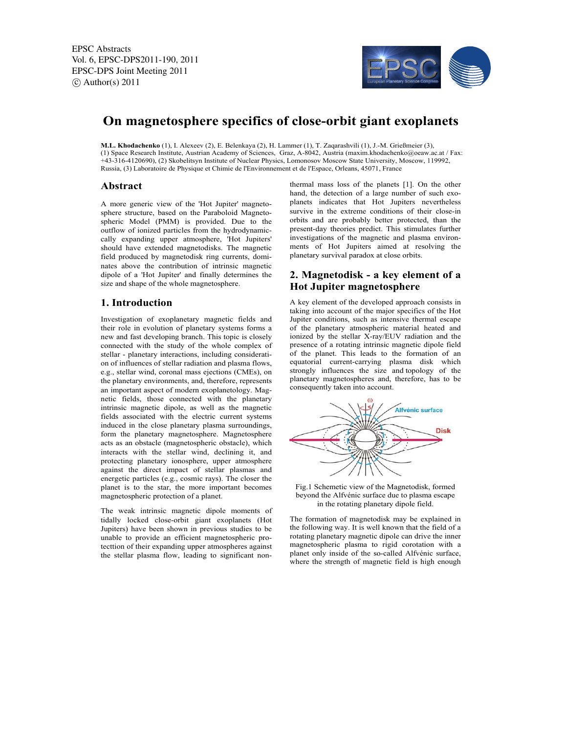EPSC Abstracts
Vol. 6, EPSC-DPS2011-190, 2011
EPSC-DPS Joint Meeting 2011
© Author(s) 2011

# On magnetosphere specifics of close-orbit giant exoplanets

**M.L. Khodachenko** (1), I. Alexeev (2), E. Belenkaya (2), H. Lammer (1), T. Zaqarashvili (1), J.-M. Grießmeier (3),
(1) Space Research Institute, Austrian Academy of Sciences, Graz, A-8042, Austria (maxim.khodachenko@oeaw.ac.at / Fax: +43-316-4120690), (2) Skobelitsyn Institute of Nuclear Physics, Lomonosov Moscow State University, Moscow, 119992, Russia, (3) Laboratoire de Physique et Chimie de l'Environnement et de l'Espace, Orleans, 45071, France

## Abstract

A more generic view of the 'Hot Jupiter' magnetosphere structure, based on the Paraboloid Magnetospheric Model (PMM) is provided. Due to the outflow of ionized particles from the hydrodynamically expanding upper atmosphere, 'Hot Jupiters' should have extended magnetodisks. The magnetic field produced by magnetodisk ring currents, dominates above the contribution of intrinsic magnetic dipole of a 'Hot Jupiter' and finally determines the size and shape of the whole magnetosphere.

## 1. Introduction

Investigation of exoplanetary magnetic fields and their role in evolution of planetary systems forms a new and fast developing branch. This topic is closely connected with the study of the whole complex of stellar - planetary interactions, including consideration of influences of stellar radiation and plasma flows, e.g., stellar wind, coronal mass ejections (CMEs), on the planetary environments, and, therefore, represents an important aspect of modern exoplanetology. Magnetic fields, those connected with the planetary intrinsic magnetic dipole, as well as the magnetic fields associated with the electric current systems induced in the close planetary plasma surroundings, form the planetary magnetosphere. Magnetosphere acts as an obstacle (magnetospheric obstacle), which interacts with the stellar wind, declining it, and protecting planetary ionosphere, upper atmosphere against the direct impact of stellar plasmas and energetic particles (e.g., cosmic rays). The closer the planet is to the star, the more important becomes magnetospheric protection of a planet.

The weak intrinsic magnetic dipole moments of tidally locked close-orbit giant exoplanets (Hot Jupiters) have been shown in previous studies to be unable to provide an efficient magnetospheric protecttion of their expanding upper atmospheres against the stellar plasma flow, leading to significant non-thermal mass loss of the planets [1]. On the other hand, the detection of a large number of such exoplanets indicates that Hot Jupiters nevertheless survive in the extreme conditions of their close-in orbits and are probably better protected, than the present-day theories predict. This stimulates further investigations of the magnetic and plasma environments of Hot Jupiters aimed at resolving the planetary survival paradox at close orbits.

## 2. Magnetodisk - a key element of a Hot Jupiter magnetosphere

A key element of the developed approach consists in taking into account of the major specifics of the Hot Jupiter conditions, such as intensive thermal escape of the planetary atmospheric material heated and ionized by the stellar X-ray/EUV radiation and the presence of a rotating intrinsic magnetic dipole field of the planet. This leads to the formation of an equatorial current-carrying plasma disk which strongly influences the size and topology of the planetary magnetospheres and, therefore, has to be consequently taken into account.

Fig.1 Schemetic view of the Magnetodisk, formed beyond the Alfvénic surface due to plasma escape in the rotating planetary dipole field.

The formation of magnetodisk may be explained in the following way. It is well known that the field of a rotating planetary magnetic dipole can drive the inner magnetospheric plasma to rigid corotation with a planet only inside of the so-called Alfvénic surface, where the strength of magnetic field is high enough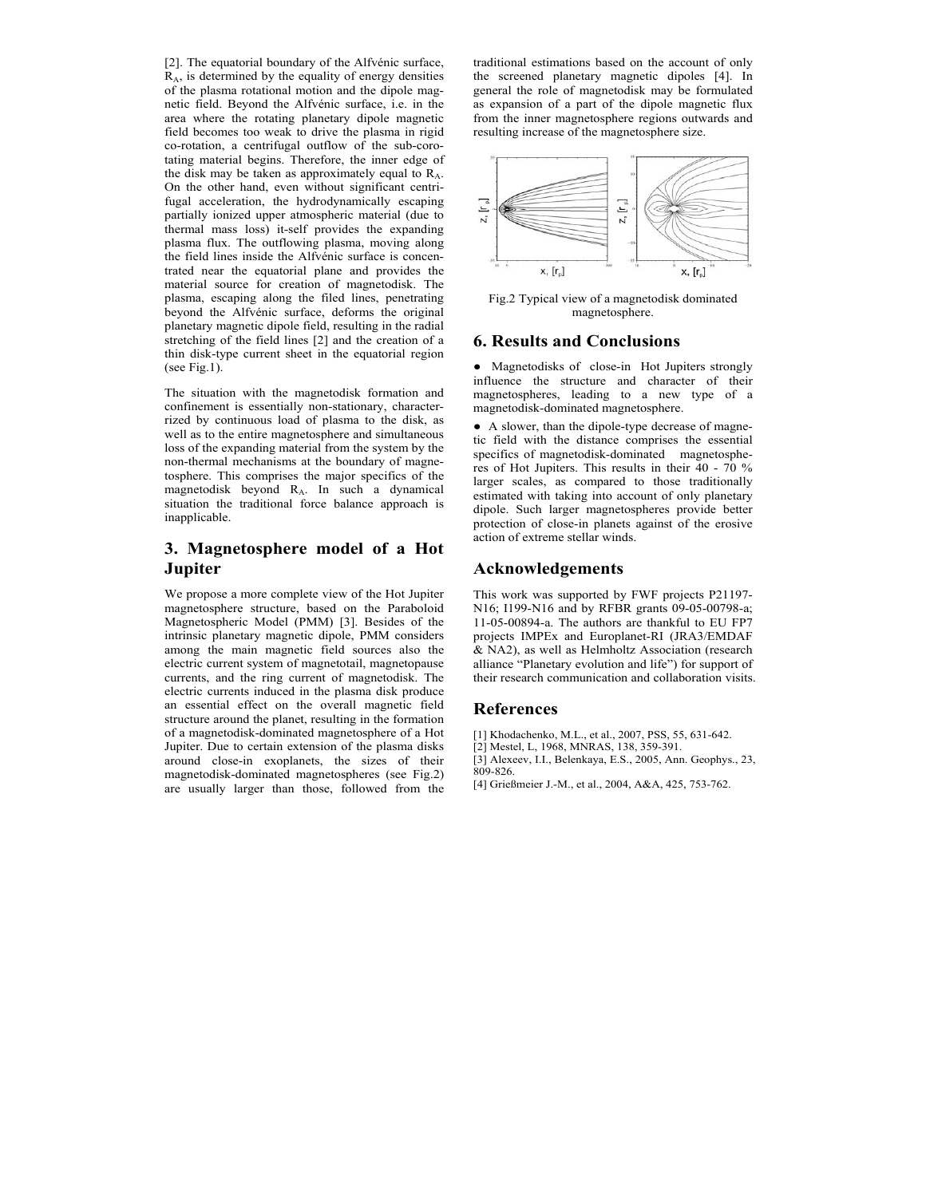[2]. The equatorial boundary of the Alfvénic surface, $R_A$, is determined by the equality of energy densities of the plasma rotational motion and the dipole magnetic field. Beyond the Alfvénic surface, i.e. in the area where the rotating planetary dipole magnetic field becomes too weak to drive the plasma in rigid co-rotation, a centrifugal outflow of the sub-corotating material begins. Therefore, the inner edge of the disk may be taken as approximately equal to $R_A$. On the other hand, even without significant centrifugal acceleration, the hydrodynamically escaping partially ionized upper atmospheric material (due to thermal mass loss) it-self provides the expanding plasma flux. The outflowing plasma, moving along the field lines inside the Alfvénic surface is concentrated near the equatorial plane and provides the material source for creation of magnetodisk. The plasma, escaping along the filed lines, penetrating beyond the Alfvénic surface, deforms the original planetary magnetic dipole field, resulting in the radial stretching of the field lines [2] and the creation of a thin disk-type current sheet in the equatorial region (see Fig.1).

The situation with the magnetodisk formation and confinement is essentially non-stationary, characterrized by continuous load of plasma to the disk, as well as to the entire magnetosphere and simultaneous loss of the expanding material from the system by the non-thermal mechanisms at the boundary of magnetosphere. This comprises the major specifics of the magnetodisk beyond $R_A$. In such a dynamical situation the traditional force balance approach is inapplicable.

## 3. Magnetosphere model of a Hot Jupiter

We propose a more complete view of the Hot Jupiter magnetosphere structure, based on the Paraboloid Magnetospheric Model (PMM) [3]. Besides of the intrinsic planetary magnetic dipole, PMM considers among the main magnetic field sources also the electric current system of magnetotail, magnetopause currents, and the ring current of magnetodisk. The electric currents induced in the plasma disk produce an essential effect on the overall magnetic field structure around the planet, resulting in the formation of a magnetodisk-dominated magnetosphere of a Hot Jupiter. Due to certain extension of the plasma disks around close-in exoplanets, the sizes of their magnetodisk-dominated magnetospheres (see Fig.2) are usually larger than those, followed from the traditional estimations based on the account of only the screened planetary magnetic dipoles [4]. In general the role of magnetodisk may be formulated as expansion of a part of the dipole magnetic flux from the inner magnetosphere regions outwards and resulting increase of the magnetosphere size.

z, [r_p]
x, [r_p]
z, [r_p]
x, [r_p]

Fig.2 Typical view of a magnetodisk dominated magnetosphere.

## 6. Results and Conclusions

- Magnetodisks of close-in Hot Jupiters strongly influence the structure and character of their magnetospheres, leading to a new type of a magnetodisk-dominated magnetosphere.
- A slower, than the dipole-type decrease of magnetic field with the distance comprises the essential specifics of magnetodisk-dominated magnetospheres of Hot Jupiters. This results in their 40 - 70 % larger scales, as compared to those traditionally estimated with taking into account of only planetary dipole. Such larger magnetospheres provide better protection of close-in planets against of the erosive action of extreme stellar winds.

## Acknowledgements

This work was supported by FWF projects P21197-N16; I199-N16 and by RFBR grants 09-05-00798-a; 11-05-00894-a. The authors are thankful to EU FP7 projects IMPEx and Europlanet-RI (JRA3/EMDAF & NA2), as well as Helmholtz Association (research alliance "Planetary evolution and life") for support of their research communication and collaboration visits.

## References

[1] Khodachenko, M.L., et al., 2007, PSS, 55, 631-642.
[2] Mestel, L, 1968, MNRAS, 138, 359-391.
[3] Alexeev, I.I., Belenkaya, E.S., 2005, Ann. Geophys., 23, 809-826.
[4] Grießmeier J.-M., et al., 2004, A&A, 425, 753-762.